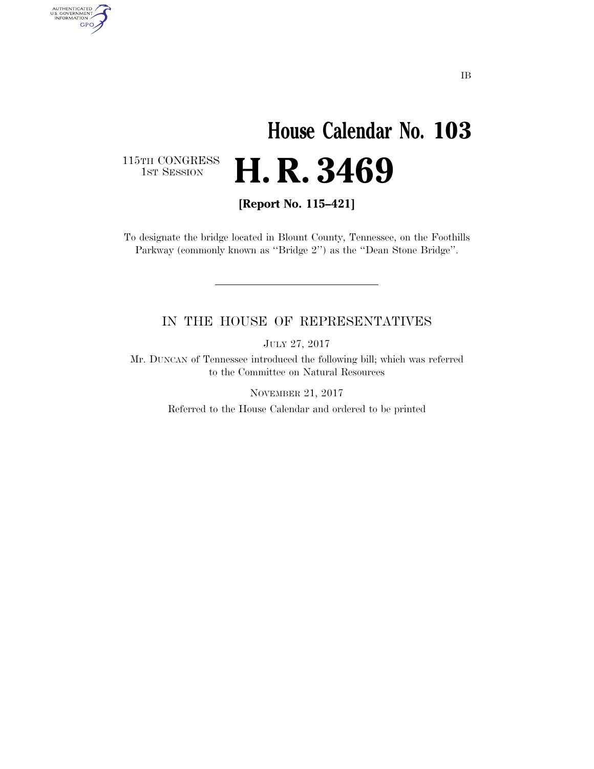IB

# House Calendar No. 103

115TH CONGRESS
1ST SESSION

# H. R. 3469

**[Report No. 115–421]**

To designate the bridge located in Blount County, Tennessee, on the Foothills Parkway (commonly known as "Bridge 2") as the "Dean Stone Bridge".

---

IN THE HOUSE OF REPRESENTATIVES

JULY 27, 2017

Mr. DUNCAN of Tennessee introduced the following bill; which was referred to the Committee on Natural Resources

NOVEMBER 21, 2017

Referred to the House Calendar and ordered to be printed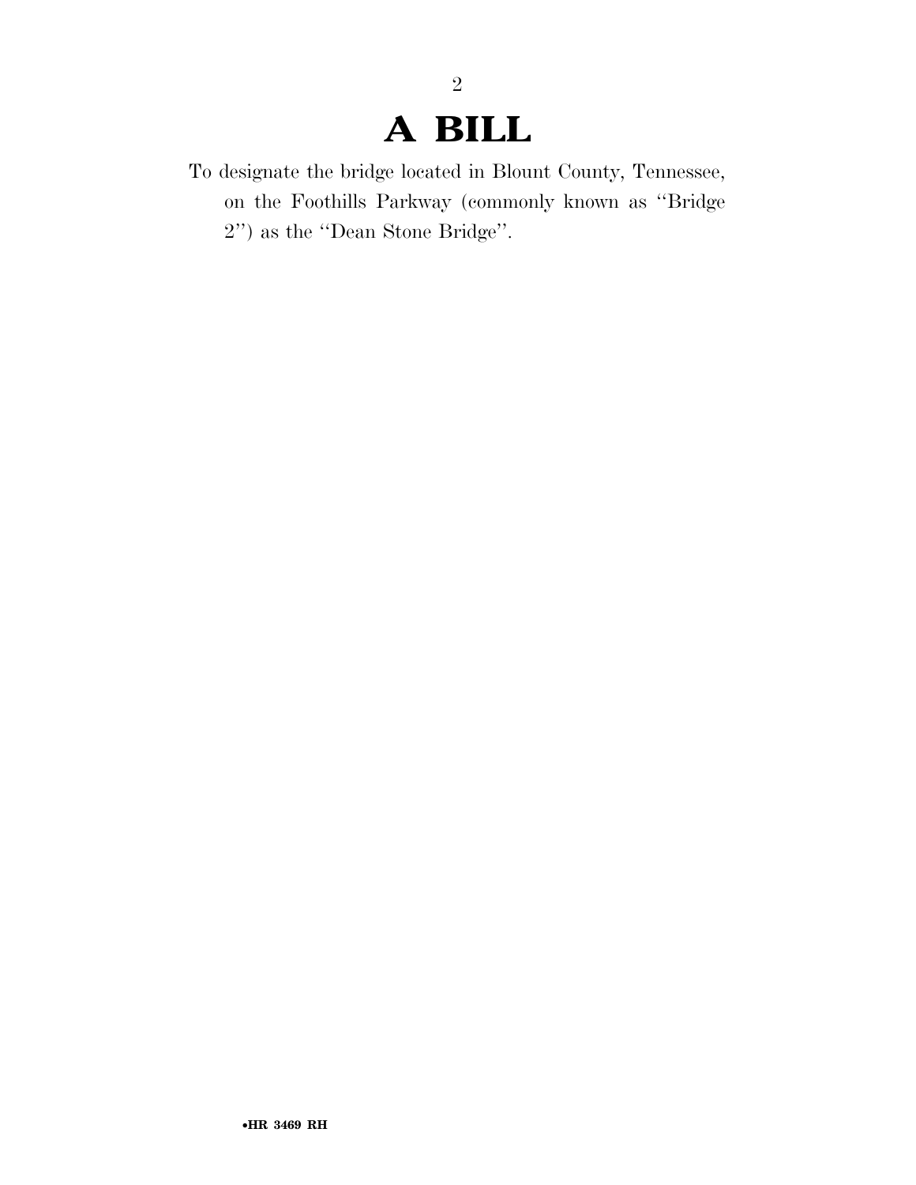# A BILL

To designate the bridge located in Blount County, Tennessee, on the Foothills Parkway (commonly known as "Bridge 2") as the "Dean Stone Bridge".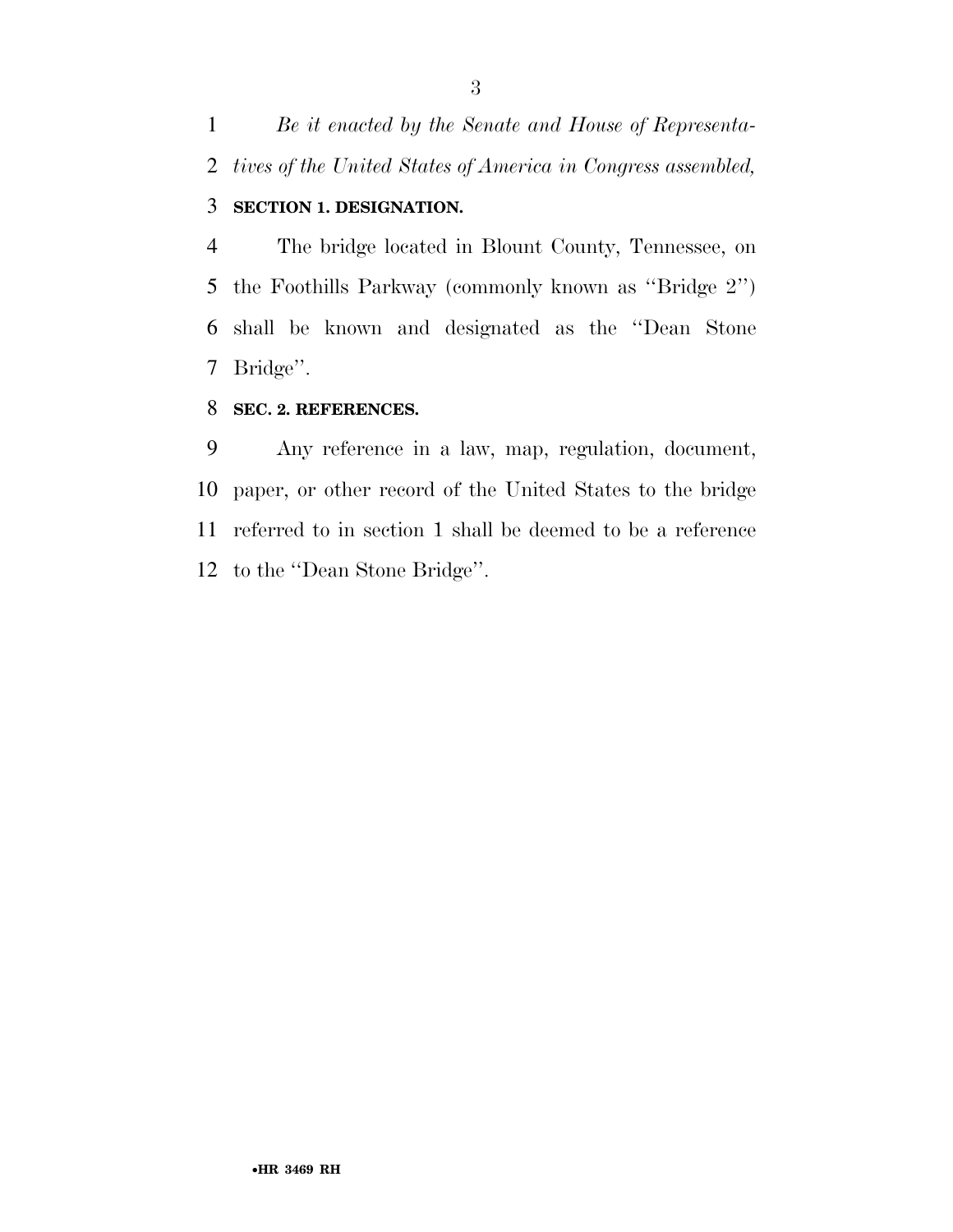*Be it enacted by the Senate and House of Representatives of the United States of America in Congress assembled,*

**SECTION 1. DESIGNATION.**

The bridge located in Blount County, Tennessee, on the Foothills Parkway (commonly known as ''Bridge 2'') shall be known and designated as the ''Dean Stone Bridge''.

**SEC. 2. REFERENCES.**

Any reference in a law, map, regulation, document, paper, or other record of the United States to the bridge referred to in section 1 shall be deemed to be a reference to the ''Dean Stone Bridge''.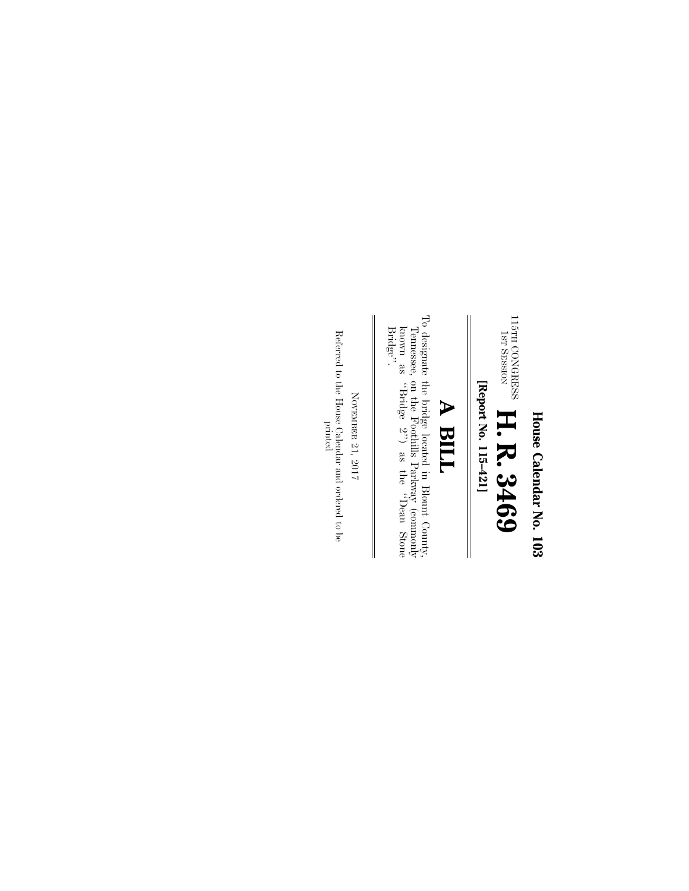House Calendar No. 103

115TH CONGRESS
1ST SESSION

# H. R. 3469

**[Report No. 115–421]**

# A BILL

To designate the bridge located in Blount County, Tennessee, on the Foothills Parkway (commonly known as "Bridge 2") as the "Dean Stone Bridge".

NOVEMBER 21, 2017

Referred to the House Calendar and ordered to be printed